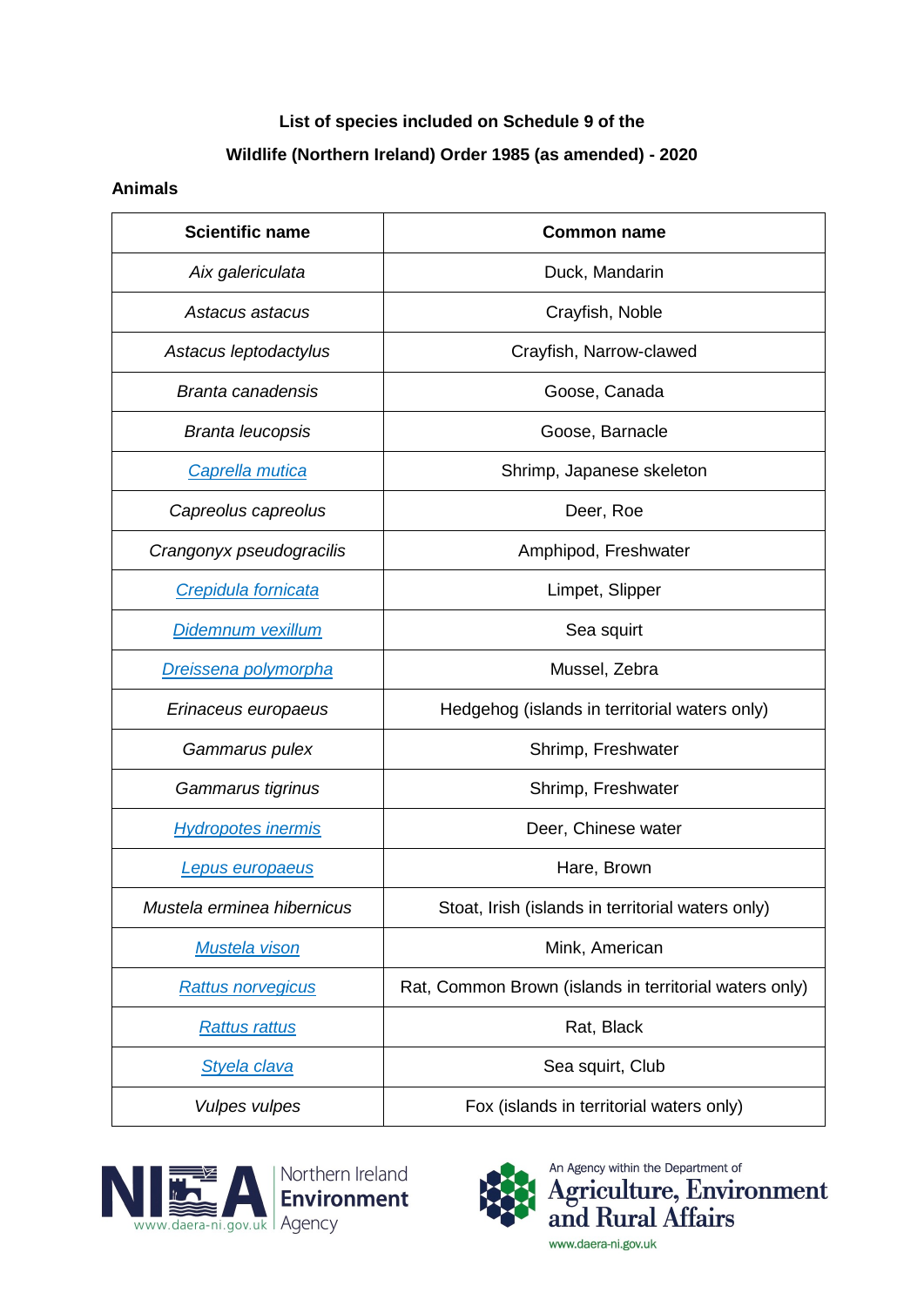**List of species included on Schedule 9 of the**

**Wildlife (Northern Ireland) Order 1985 (as amended) - 2020**

**Animals**

| Scientific name | Common name |
|---|---|
| *Aix galericulata* | Duck, Mandarin |
| *Astacus astacus* | Crayfish, Noble |
| *Astacus leptodactylus* | Crayfish, Narrow-clawed |
| *Branta canadensis* | Goose, Canada |
| *Branta leucopsis* | Goose, Barnacle |
| *Caprella mutica* | Shrimp, Japanese skeleton |
| *Capreolus capreolus* | Deer, Roe |
| *Crangonyx pseudogracilis* | Amphipod, Freshwater |
| *Crepidula fornicata* | Limpet, Slipper |
| *Didemnum vexillum* | Sea squirt |
| *Dreissena polymorpha* | Mussel, Zebra |
| *Erinaceus europaeus* | Hedgehog (islands in territorial waters only) |
| *Gammarus pulex* | Shrimp, Freshwater |
| *Gammarus tigrinus* | Shrimp, Freshwater |
| *Hydropotes inermis* | Deer, Chinese water |
| *Lepus europaeus* | Hare, Brown |
| *Mustela erminea hibernicus* | Stoat, Irish (islands in territorial waters only) |
| *Mustela vison* | Mink, American |
| *Rattus norvegicus* | Rat, Common Brown (islands in territorial waters only) |
| *Rattus rattus* | Rat, Black |
| *Styela clava* | Sea squirt, Club |
| *Vulpes vulpes* | Fox (islands in territorial waters only) |

Northern Ireland Environment Agency www.daera-ni.gov.uk

An Agency within the Department of Agriculture, Environment and Rural Affairs www.daera-ni.gov.uk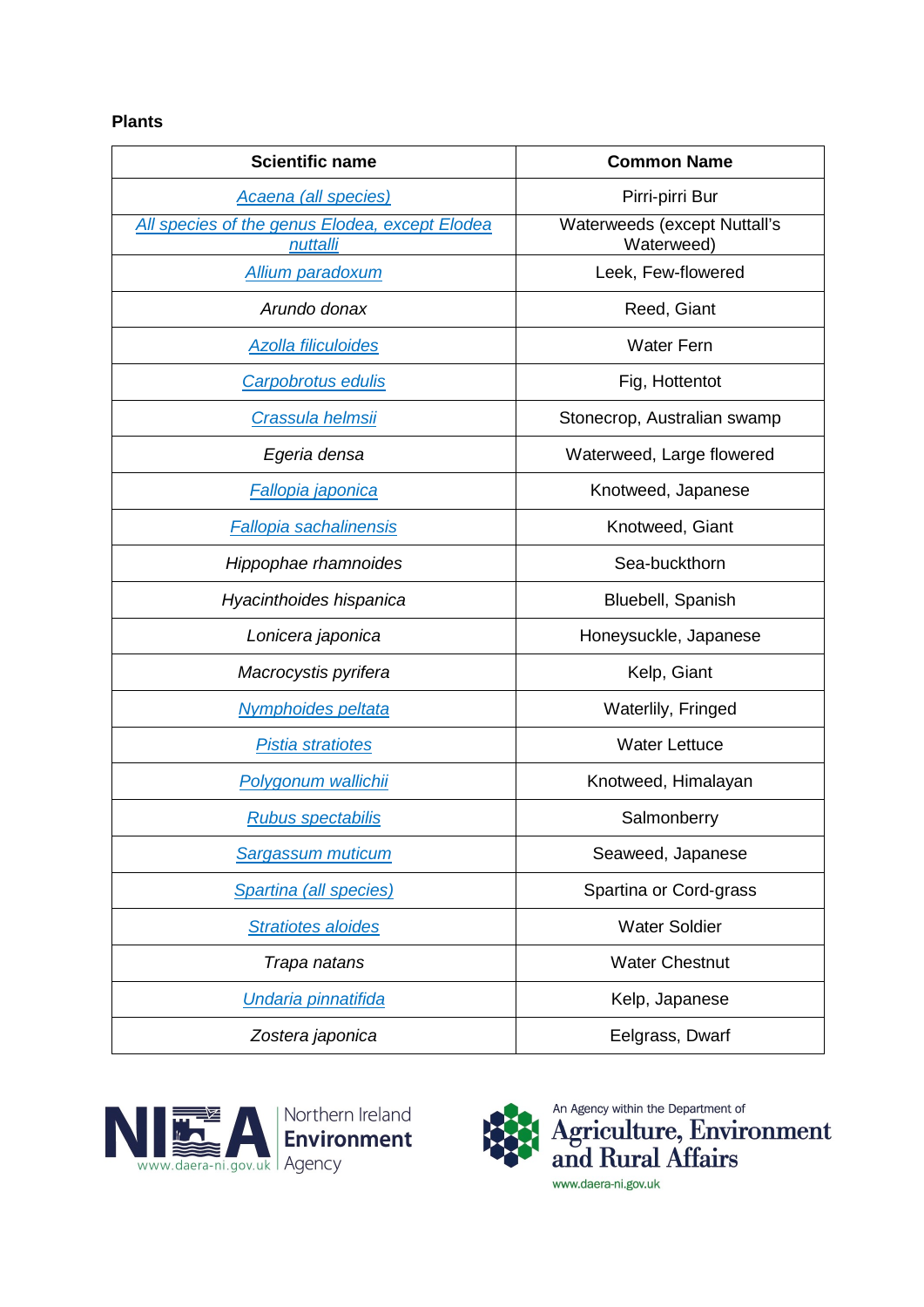**Plants**

| Scientific name | Common Name |
|---|---|
| *Acaena (all species)* | Pirri-pirri Bur |
| *All species of the genus Elodea, except Elodea nuttalli* | Waterweeds (except Nuttall's Waterweed) |
| *Allium paradoxum* | Leek, Few-flowered |
| *Arundo donax* | Reed, Giant |
| *Azolla filiculoides* | Water Fern |
| *Carpobrotus edulis* | Fig, Hottentot |
| *Crassula helmsii* | Stonecrop, Australian swamp |
| *Egeria densa* | Waterweed, Large flowered |
| *Fallopia japonica* | Knotweed, Japanese |
| *Fallopia sachalinensis* | Knotweed, Giant |
| *Hippophae rhamnoides* | Sea-buckthorn |
| *Hyacinthoides hispanica* | Bluebell, Spanish |
| *Lonicera japonica* | Honeysuckle, Japanese |
| *Macrocystis pyrifera* | Kelp, Giant |
| *Nymphoides peltata* | Waterlily, Fringed |
| *Pistia stratiotes* | Water Lettuce |
| *Polygonum wallichii* | Knotweed, Himalayan |
| *Rubus spectabilis* | Salmonberry |
| *Sargassum muticum* | Seaweed, Japanese |
| *Spartina (all species)* | Spartina or Cord-grass |
| *Stratiotes aloides* | Water Soldier |
| *Trapa natans* | Water Chestnut |
| *Undaria pinnatifida* | Kelp, Japanese |
| *Zostera japonica* | Eelgrass, Dwarf |

NIEA Northern Ireland Environment Agency www.daera-ni.gov.uk

An Agency within the Department of Agriculture, Environment and Rural Affairs www.daera-ni.gov.uk